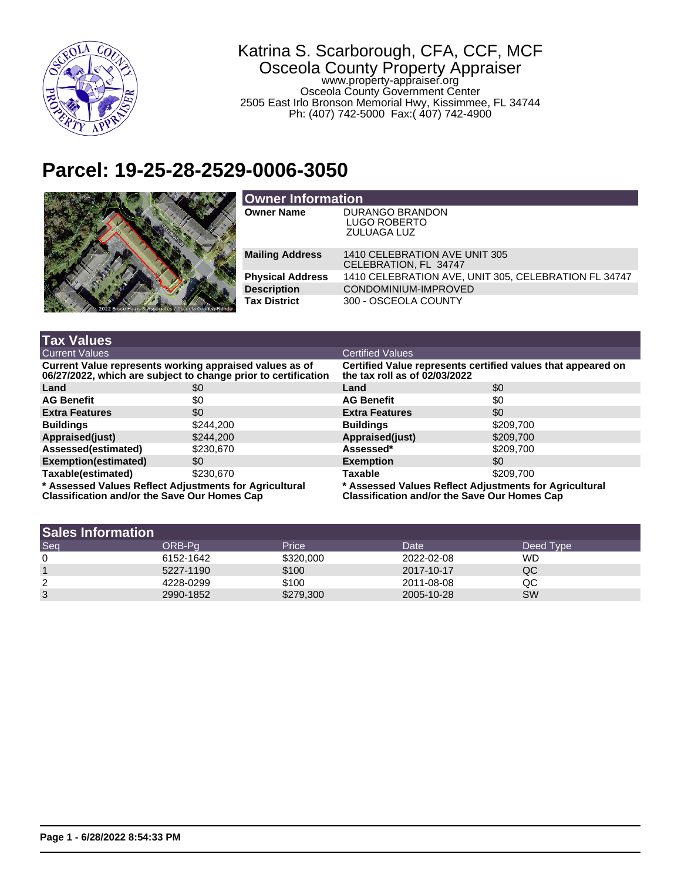Katrina S. Scarborough, CFA, CCF, MCF
Osceola County Property Appraiser
www.property-appraiser.org
Osceola County Government Center
2505 East Irlo Bronson Memorial Hwy, Kissimmee, FL 34744
Ph: (407) 742-5000 Fax:( 407) 742-4900

# Parcel: 19-25-28-2529-0006-3050

## Owner Information

| | |
|---|---|
| **Owner Name** | DURANGO BRANDON<br>LUGO ROBERTO<br>ZULUAGA LUZ |
| **Mailing Address** | 1410 CELEBRATION AVE UNIT 305<br>CELEBRATION, FL 34747 |
| **Physical Address** | 1410 CELEBRATION AVE, UNIT 305, CELEBRATION FL 34747 |
| **Description** | CONDOMINIUM-IMPROVED |
| **Tax District** | 300 - OSCEOLA COUNTY |

## Tax Values

### Current Values

**Current Value represents working appraised values as of 06/27/2022, which are subject to change prior to certification**

| | |
|---|---|
| **Land** | $0 |
| **AG Benefit** | $0 |
| **Extra Features** | $0 |
| **Buildings** | $244,200 |
| **Appraised(just)** | $244,200 |
| **Assessed(estimated)** | $230,670 |
| **Exemption(estimated)** | $0 |
| **Taxable(estimated)** | $230,670 |

**\* Assessed Values Reflect Adjustments for Agricultural Classification and/or the Save Our Homes Cap**

### Certified Values

**Certified Value represents certified values that appeared on the tax roll as of 02/03/2022**

| | |
|---|---|
| **Land** | $0 |
| **AG Benefit** | $0 |
| **Extra Features** | $0 |
| **Buildings** | $209,700 |
| **Appraised(just)** | $209,700 |
| **Assessed*** | $209,700 |
| **Exemption** | $0 |
| **Taxable** | $209,700 |

**\* Assessed Values Reflect Adjustments for Agricultural Classification and/or the Save Our Homes Cap**

## Sales Information

| Seq | ORB-Pg | Price | Date | Deed Type |
|---|---|---|---|---|
| 0 | 6152-1642 | $320,000 | 2022-02-08 | WD |
| 1 | 5227-1190 | $100 | 2017-10-17 | QC |
| 2 | 4228-0299 | $100 | 2011-08-08 | QC |
| 3 | 2990-1852 | $279,300 | 2005-10-28 | SW |

**Page 1 - 6/28/2022 8:54:33 PM**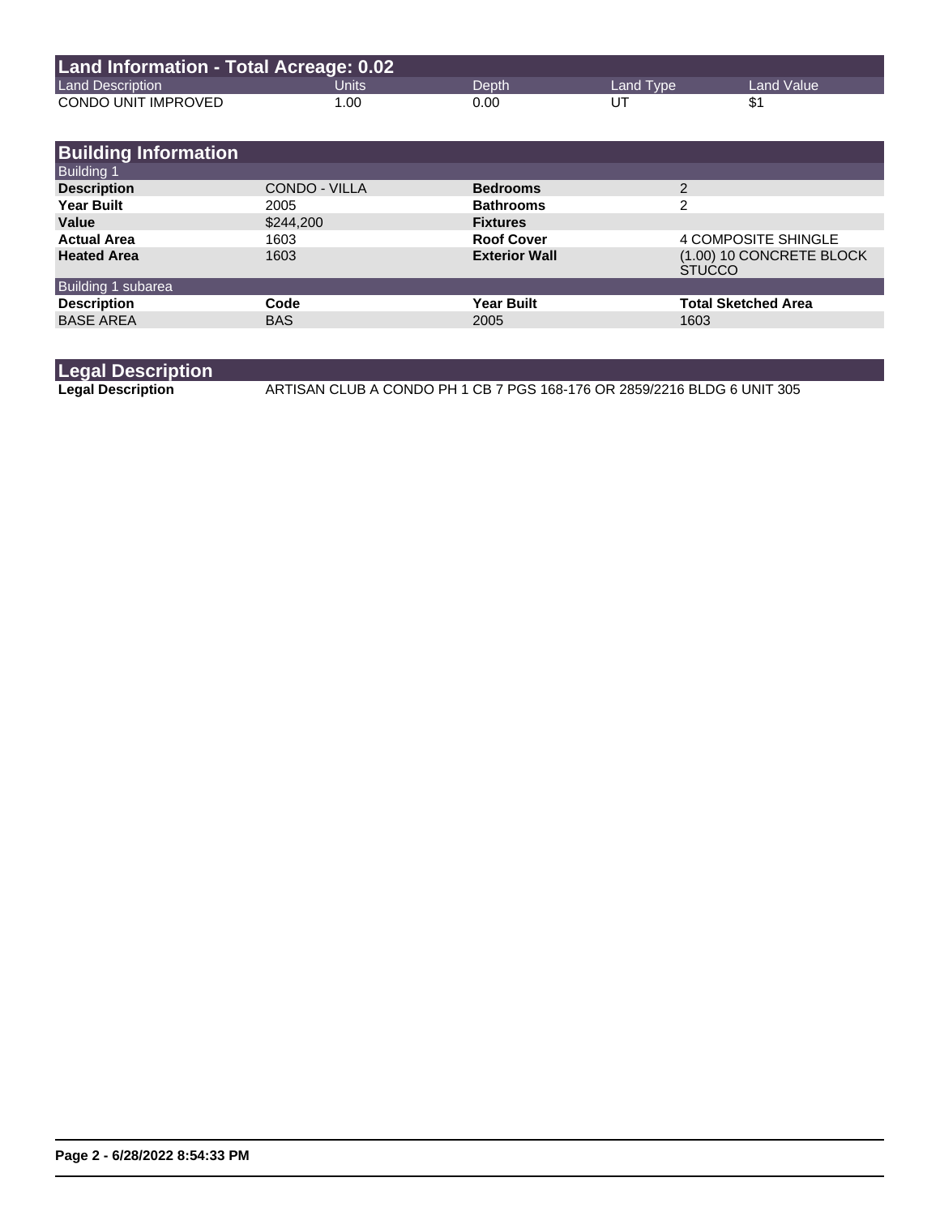## Land Information - Total Acreage: 0.02

| Land Description | Units | Depth | Land Type | Land Value |
|---|---|---|---|---|
| CONDO UNIT IMPROVED | 1.00 | 0.00 | UT | $1 |

## Building Information

### Building 1

| | | | |
|---|---|---|---|
| **Description** | CONDO - VILLA | **Bedrooms** | 2 |
| **Year Built** | 2005 | **Bathrooms** | 2 |
| **Value** | $244,200 | **Fixtures** | |
| **Actual Area** | 1603 | **Roof Cover** | 4 COMPOSITE SHINGLE |
| **Heated Area** | 1603 | **Exterior Wall** | (1.00) 10 CONCRETE BLOCK STUCCO |

### Building 1 subarea

| Description | Code | Year Built | Total Sketched Area |
|---|---|---|---|
| BASE AREA | BAS | 2005 | 1603 |

## Legal Description

**Legal Description** ARTISAN CLUB A CONDO PH 1 CB 7 PGS 168-176 OR 2859/2216 BLDG 6 UNIT 305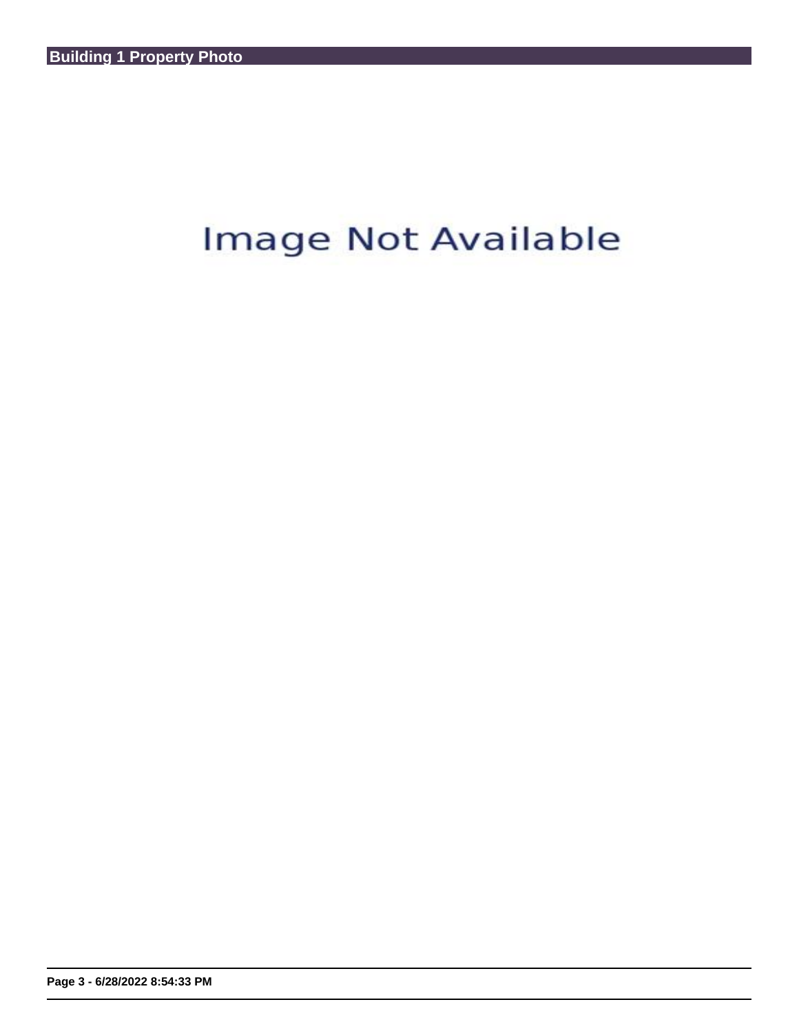## Building 1 Property Photo

Image Not Available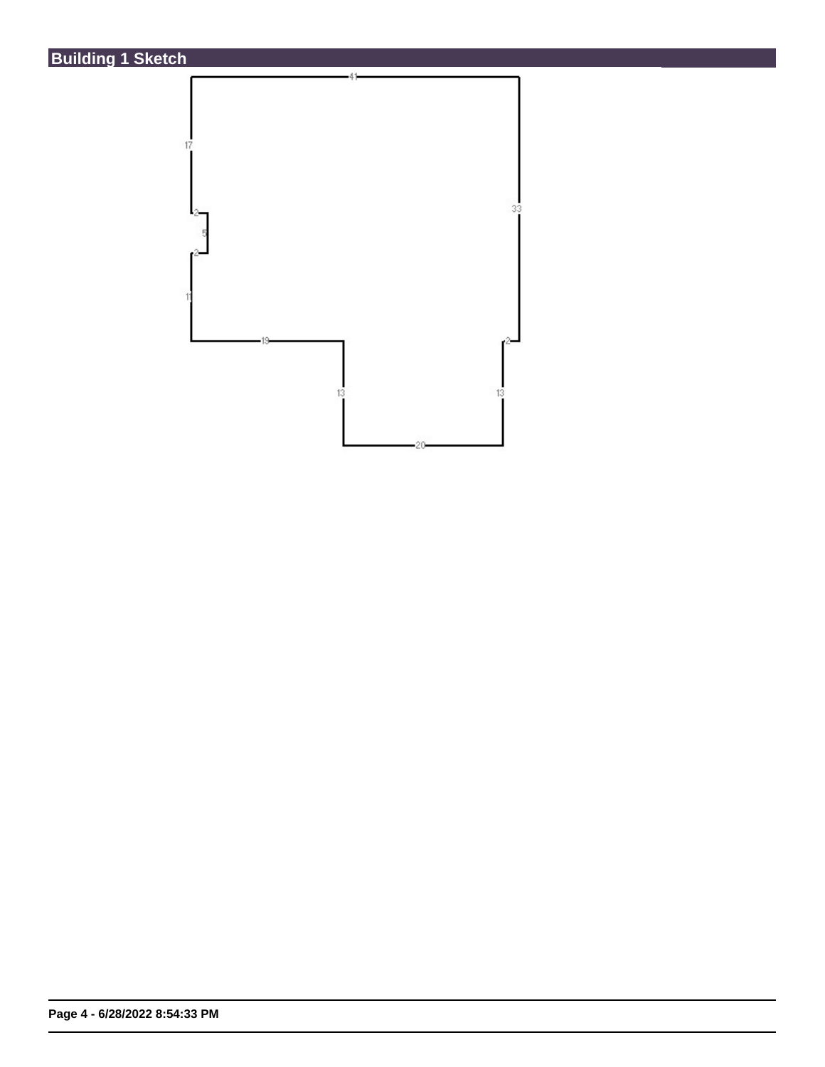## Building 1 Sketch

41

17

2

5

2

11

19

33

2

13

13

20